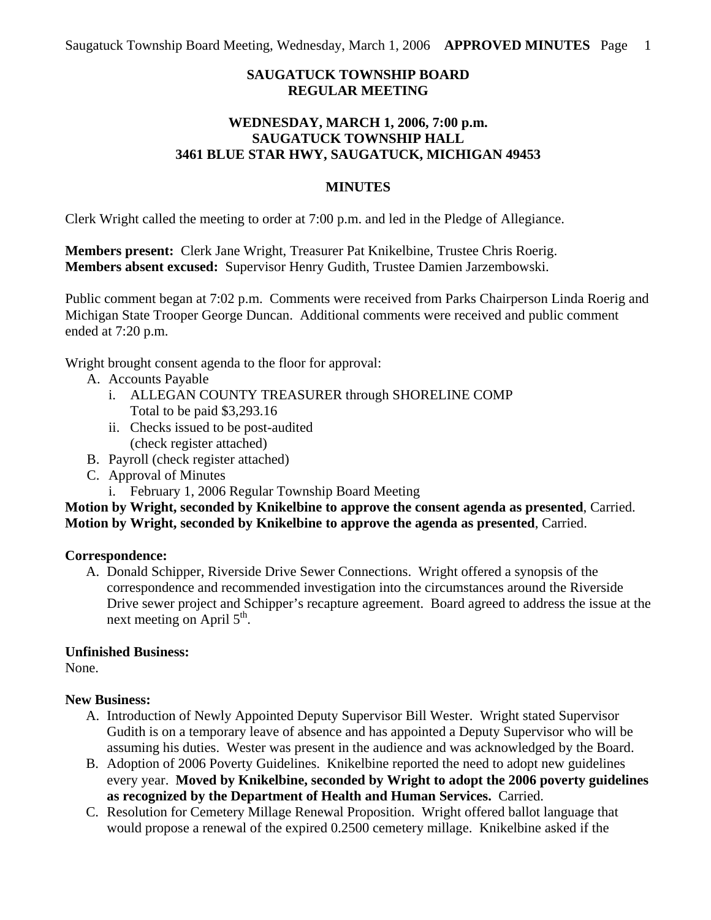# SAUGATUCK TOWNSHIP BOARD
# REGULAR MEETING

## WEDNESDAY, MARCH 1, 2006, 7:00 p.m.
## SAUGATUCK TOWNSHIP HALL
## 3461 BLUE STAR HWY, SAUGATUCK, MICHIGAN 49453

### MINUTES

Clerk Wright called the meeting to order at 7:00 p.m. and led in the Pledge of Allegiance.

**Members present:** Clerk Jane Wright, Treasurer Pat Knikelbine, Trustee Chris Roerig.
**Members absent excused:** Supervisor Henry Gudith, Trustee Damien Jarzembowski.

Public comment began at 7:02 p.m. Comments were received from Parks Chairperson Linda Roerig and Michigan State Trooper George Duncan. Additional comments were received and public comment ended at 7:20 p.m.

Wright brought consent agenda to the floor for approval:

A. Accounts Payable
   i. ALLEGAN COUNTY TREASURER through SHORELINE COMP
      Total to be paid $3,293.16
   ii. Checks issued to be post-audited
      (check register attached)
B. Payroll (check register attached)
C. Approval of Minutes
   i. February 1, 2006 Regular Township Board Meeting

**Motion by Wright, seconded by Knikelbine to approve the consent agenda as presented**, Carried.
**Motion by Wright, seconded by Knikelbine to approve the agenda as presented**, Carried.

**Correspondence:**

A. Donald Schipper, Riverside Drive Sewer Connections. Wright offered a synopsis of the correspondence and recommended investigation into the circumstances around the Riverside Drive sewer project and Schipper's recapture agreement. Board agreed to address the issue at the next meeting on April 5th.

**Unfinished Business:**
None.

**New Business:**

A. Introduction of Newly Appointed Deputy Supervisor Bill Wester. Wright stated Supervisor Gudith is on a temporary leave of absence and has appointed a Deputy Supervisor who will be assuming his duties. Wester was present in the audience and was acknowledged by the Board.
B. Adoption of 2006 Poverty Guidelines. Knikelbine reported the need to adopt new guidelines every year. **Moved by Knikelbine, seconded by Wright to adopt the 2006 poverty guidelines as recognized by the Department of Health and Human Services.** Carried.
C. Resolution for Cemetery Millage Renewal Proposition. Wright offered ballot language that would propose a renewal of the expired 0.2500 cemetery millage. Knikelbine asked if the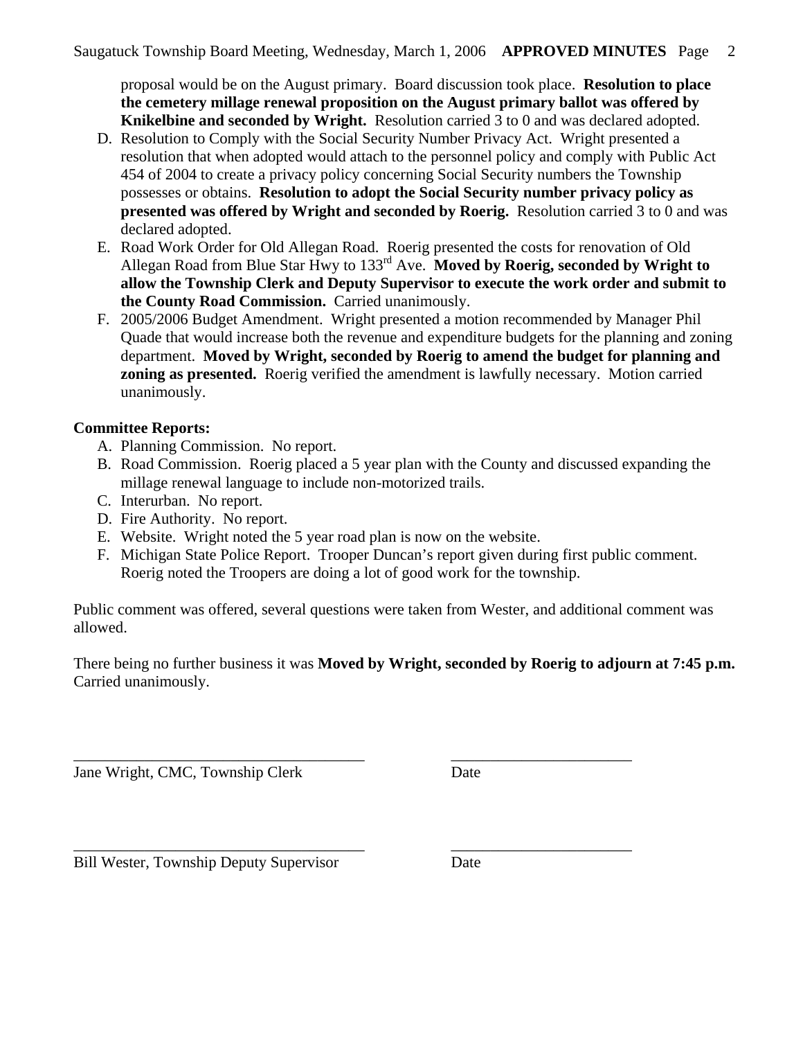proposal would be on the August primary. Board discussion took place. **Resolution to place the cemetery millage renewal proposition on the August primary ballot was offered by Knikelbine and seconded by Wright.** Resolution carried 3 to 0 and was declared adopted.

D. Resolution to Comply with the Social Security Number Privacy Act. Wright presented a resolution that when adopted would attach to the personnel policy and comply with Public Act 454 of 2004 to create a privacy policy concerning Social Security numbers the Township possesses or obtains. **Resolution to adopt the Social Security number privacy policy as presented was offered by Wright and seconded by Roerig.** Resolution carried 3 to 0 and was declared adopted.
E. Road Work Order for Old Allegan Road. Roerig presented the costs for renovation of Old Allegan Road from Blue Star Hwy to 133rd Ave. **Moved by Roerig, seconded by Wright to allow the Township Clerk and Deputy Supervisor to execute the work order and submit to the County Road Commission.** Carried unanimously.
F. 2005/2006 Budget Amendment. Wright presented a motion recommended by Manager Phil Quade that would increase both the revenue and expenditure budgets for the planning and zoning department. **Moved by Wright, seconded by Roerig to amend the budget for planning and zoning as presented.** Roerig verified the amendment is lawfully necessary. Motion carried unanimously.

**Committee Reports:**

A. Planning Commission. No report.
B. Road Commission. Roerig placed a 5 year plan with the County and discussed expanding the millage renewal language to include non-motorized trails.
C. Interurban. No report.
D. Fire Authority. No report.
E. Website. Wright noted the 5 year road plan is now on the website.
F. Michigan State Police Report. Trooper Duncan's report given during first public comment. Roerig noted the Troopers are doing a lot of good work for the township.

Public comment was offered, several questions were taken from Wester, and additional comment was allowed.

There being no further business it was **Moved by Wright, seconded by Roerig to adjourn at 7:45 p.m.** Carried unanimously.

_____________________________________ _______________________

Jane Wright, CMC, Township Clerk Date

_____________________________________ _______________________

Bill Wester, Township Deputy Supervisor Date